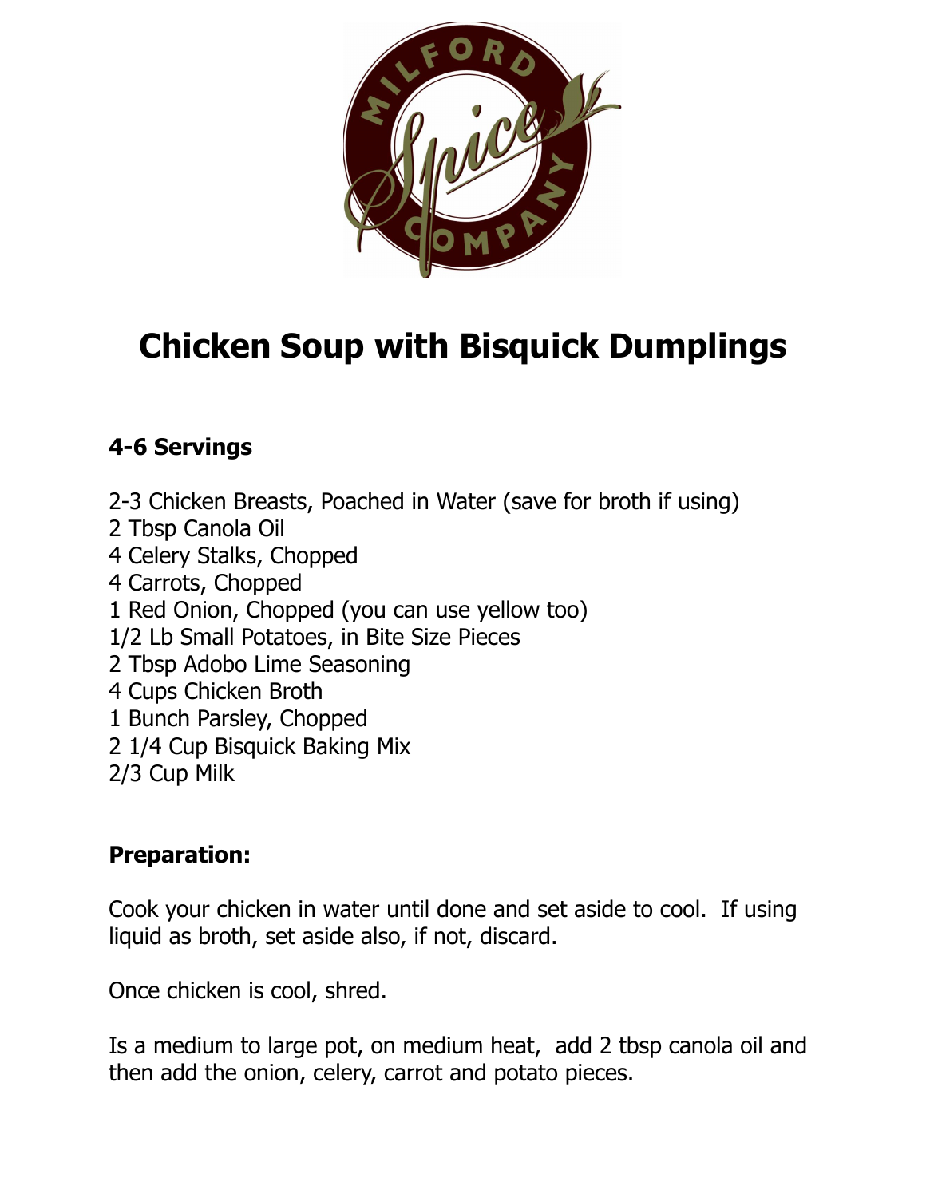# Chicken Soup with Bisquick Dumplings

**4-6 Servings**

2-3 Chicken Breasts, Poached in Water (save for broth if using)
2 Tbsp Canola Oil
4 Celery Stalks, Chopped
4 Carrots, Chopped
1 Red Onion, Chopped (you can use yellow too)
1/2 Lb Small Potatoes, in Bite Size Pieces
2 Tbsp Adobo Lime Seasoning
4 Cups Chicken Broth
1 Bunch Parsley, Chopped
2 1/4 Cup Bisquick Baking Mix
2/3 Cup Milk

**Preparation:**

Cook your chicken in water until done and set aside to cool. If using liquid as broth, set aside also, if not, discard.

Once chicken is cool, shred.

Is a medium to large pot, on medium heat, add 2 tbsp canola oil and then add the onion, celery, carrot and potato pieces.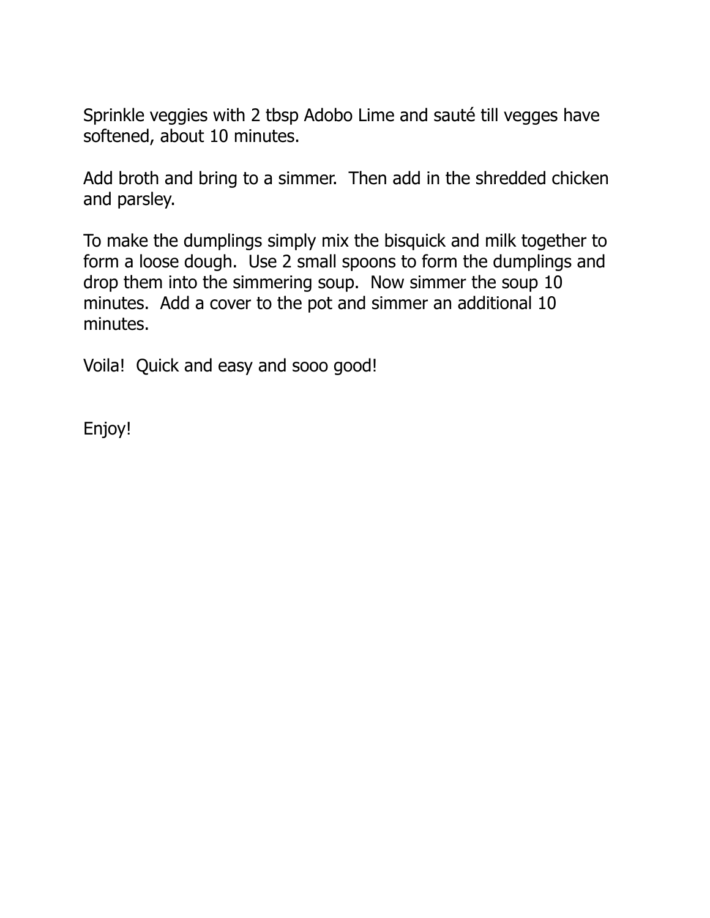Sprinkle veggies with 2 tbsp Adobo Lime and sauté till vegges have softened, about 10 minutes.

Add broth and bring to a simmer.  Then add in the shredded chicken and parsley.

To make the dumplings simply mix the bisquick and milk together to form a loose dough.  Use 2 small spoons to form the dumplings and drop them into the simmering soup.  Now simmer the soup 10 minutes.  Add a cover to the pot and simmer an additional 10 minutes.

Voila!  Quick and easy and sooo good!

Enjoy!